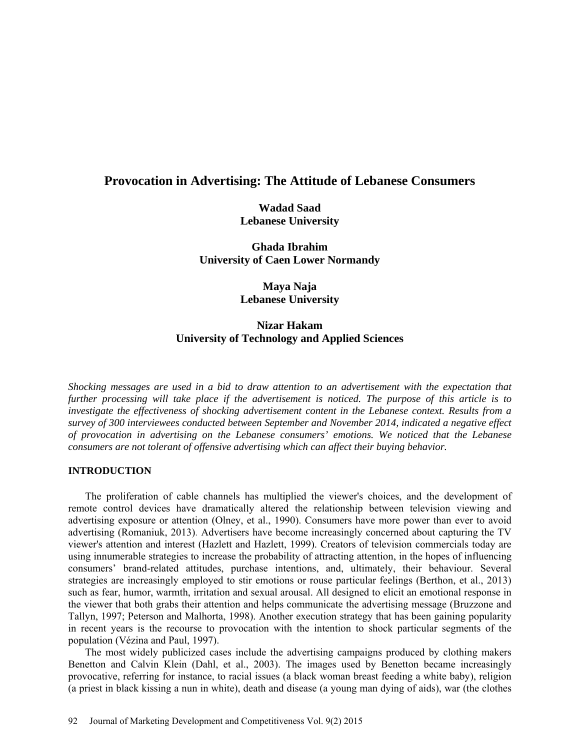# Provocation in Advertising: The Attitude of Lebanese Consumers

**Wadad Saad**
**Lebanese University**

**Ghada Ibrahim**
**University of Caen Lower Normandy**

**Maya Naja**
**Lebanese University**

**Nizar Hakam**
**University of Technology and Applied Sciences**

*Shocking messages are used in a bid to draw attention to an advertisement with the expectation that further processing will take place if the advertisement is noticed. The purpose of this article is to investigate the effectiveness of shocking advertisement content in the Lebanese context. Results from a survey of 300 interviewees conducted between September and November 2014, indicated a negative effect of provocation in advertising on the Lebanese consumers' emotions. We noticed that the Lebanese consumers are not tolerant of offensive advertising which can affect their buying behavior.*

## INTRODUCTION

The proliferation of cable channels has multiplied the viewer's choices, and the development of remote control devices have dramatically altered the relationship between television viewing and advertising exposure or attention (Olney, et al., 1990). Consumers have more power than ever to avoid advertising (Romaniuk, 2013). Advertisers have become increasingly concerned about capturing the TV viewer's attention and interest (Hazlett and Hazlett, 1999). Creators of television commercials today are using innumerable strategies to increase the probability of attracting attention, in the hopes of influencing consumers' brand-related attitudes, purchase intentions, and, ultimately, their behaviour. Several strategies are increasingly employed to stir emotions or rouse particular feelings (Berthon, et al., 2013) such as fear, humor, warmth, irritation and sexual arousal. All designed to elicit an emotional response in the viewer that both grabs their attention and helps communicate the advertising message (Bruzzone and Tallyn, 1997; Peterson and Malhorta, 1998). Another execution strategy that has been gaining popularity in recent years is the recourse to provocation with the intention to shock particular segments of the population (Vézina and Paul, 1997).

The most widely publicized cases include the advertising campaigns produced by clothing makers Benetton and Calvin Klein (Dahl, et al., 2003). The images used by Benetton became increasingly provocative, referring for instance, to racial issues (a black woman breast feeding a white baby), religion (a priest in black kissing a nun in white), death and disease (a young man dying of aids), war (the clothes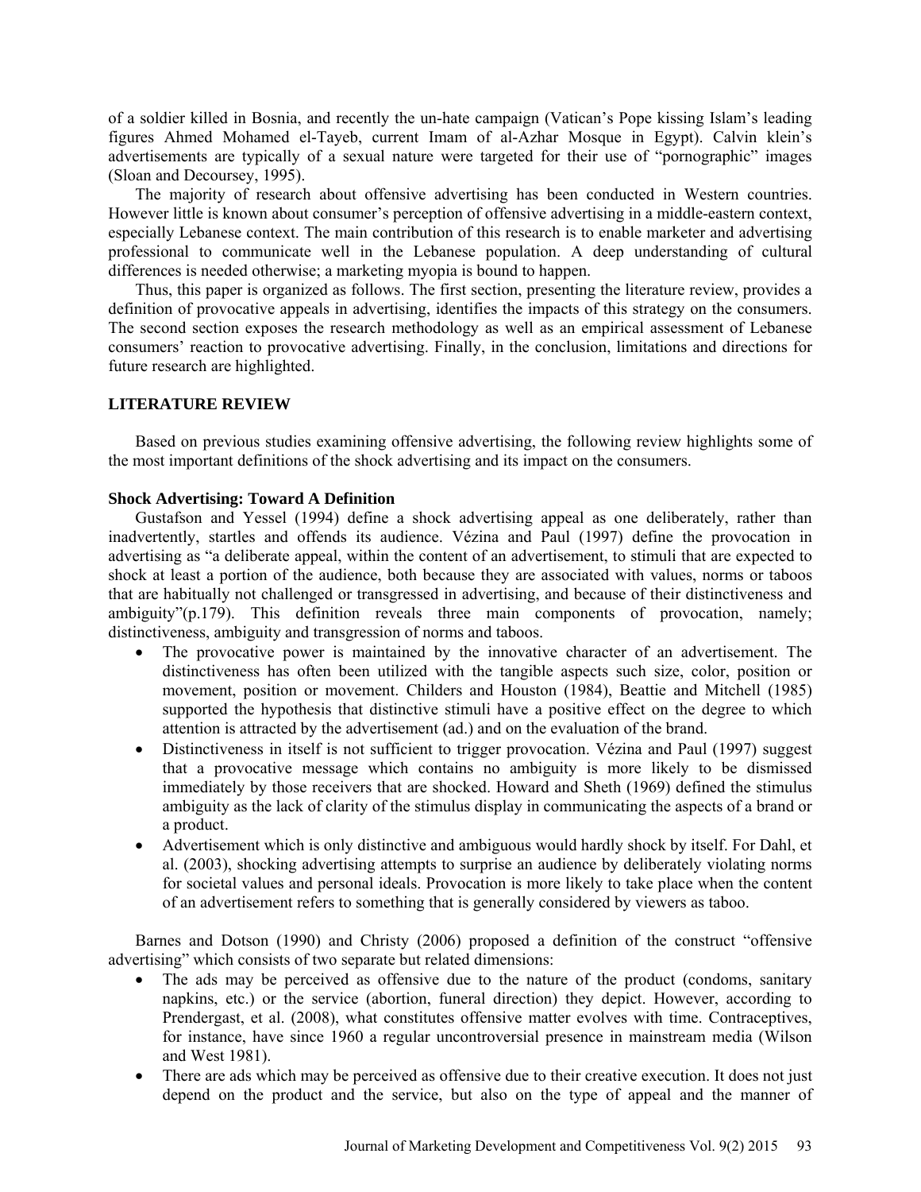of a soldier killed in Bosnia, and recently the un-hate campaign (Vatican's Pope kissing Islam's leading figures Ahmed Mohamed el-Tayeb, current Imam of al-Azhar Mosque in Egypt). Calvin klein's advertisements are typically of a sexual nature were targeted for their use of "pornographic" images (Sloan and Decoursey, 1995).

The majority of research about offensive advertising has been conducted in Western countries. However little is known about consumer's perception of offensive advertising in a middle-eastern context, especially Lebanese context. The main contribution of this research is to enable marketer and advertising professional to communicate well in the Lebanese population. A deep understanding of cultural differences is needed otherwise; a marketing myopia is bound to happen.

Thus, this paper is organized as follows. The first section, presenting the literature review, provides a definition of provocative appeals in advertising, identifies the impacts of this strategy on the consumers. The second section exposes the research methodology as well as an empirical assessment of Lebanese consumers' reaction to provocative advertising. Finally, in the conclusion, limitations and directions for future research are highlighted.

## LITERATURE REVIEW

Based on previous studies examining offensive advertising, the following review highlights some of the most important definitions of the shock advertising and its impact on the consumers.

### Shock Advertising: Toward A Definition

Gustafson and Yessel (1994) define a shock advertising appeal as one deliberately, rather than inadvertently, startles and offends its audience. Vézina and Paul (1997) define the provocation in advertising as "a deliberate appeal, within the content of an advertisement, to stimuli that are expected to shock at least a portion of the audience, both because they are associated with values, norms or taboos that are habitually not challenged or transgressed in advertising, and because of their distinctiveness and ambiguity"(p.179). This definition reveals three main components of provocation, namely; distinctiveness, ambiguity and transgression of norms and taboos.

- The provocative power is maintained by the innovative character of an advertisement. The distinctiveness has often been utilized with the tangible aspects such size, color, position or movement, position or movement. Childers and Houston (1984), Beattie and Mitchell (1985) supported the hypothesis that distinctive stimuli have a positive effect on the degree to which attention is attracted by the advertisement (ad.) and on the evaluation of the brand.
- Distinctiveness in itself is not sufficient to trigger provocation. Vézina and Paul (1997) suggest that a provocative message which contains no ambiguity is more likely to be dismissed immediately by those receivers that are shocked. Howard and Sheth (1969) defined the stimulus ambiguity as the lack of clarity of the stimulus display in communicating the aspects of a brand or a product.
- Advertisement which is only distinctive and ambiguous would hardly shock by itself. For Dahl, et al. (2003), shocking advertising attempts to surprise an audience by deliberately violating norms for societal values and personal ideals. Provocation is more likely to take place when the content of an advertisement refers to something that is generally considered by viewers as taboo.

Barnes and Dotson (1990) and Christy (2006) proposed a definition of the construct "offensive advertising" which consists of two separate but related dimensions:

- The ads may be perceived as offensive due to the nature of the product (condoms, sanitary napkins, etc.) or the service (abortion, funeral direction) they depict. However, according to Prendergast, et al. (2008), what constitutes offensive matter evolves with time. Contraceptives, for instance, have since 1960 a regular uncontroversial presence in mainstream media (Wilson and West 1981).
- There are ads which may be perceived as offensive due to their creative execution. It does not just depend on the product and the service, but also on the type of appeal and the manner of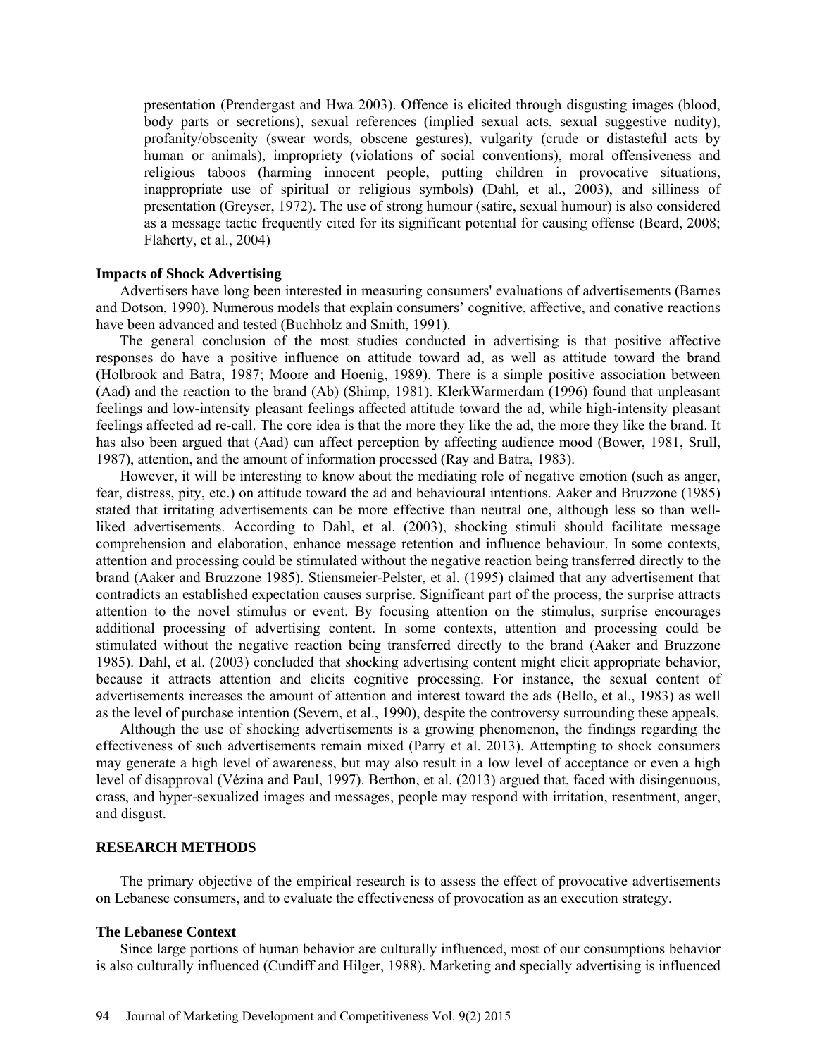presentation (Prendergast and Hwa 2003). Offence is elicited through disgusting images (blood, body parts or secretions), sexual references (implied sexual acts, sexual suggestive nudity), profanity/obscenity (swear words, obscene gestures), vulgarity (crude or distasteful acts by human or animals), impropriety (violations of social conventions), moral offensiveness and religious taboos (harming innocent people, putting children in provocative situations, inappropriate use of spiritual or religious symbols) (Dahl, et al., 2003), and silliness of presentation (Greyser, 1972). The use of strong humour (satire, sexual humour) is also considered as a message tactic frequently cited for its significant potential for causing offense (Beard, 2008; Flaherty, et al., 2004)

**Impacts of Shock Advertising**

Advertisers have long been interested in measuring consumers' evaluations of advertisements (Barnes and Dotson, 1990). Numerous models that explain consumers' cognitive, affective, and conative reactions have been advanced and tested (Buchholz and Smith, 1991).

The general conclusion of the most studies conducted in advertising is that positive affective responses do have a positive influence on attitude toward ad, as well as attitude toward the brand (Holbrook and Batra, 1987; Moore and Hoenig, 1989). There is a simple positive association between (Aad) and the reaction to the brand (Ab) (Shimp, 1981). KlerkWarmerdam (1996) found that unpleasant feelings and low-intensity pleasant feelings affected attitude toward the ad, while high-intensity pleasant feelings affected ad re-call. The core idea is that the more they like the ad, the more they like the brand. It has also been argued that (Aad) can affect perception by affecting audience mood (Bower, 1981, Srull, 1987), attention, and the amount of information processed (Ray and Batra, 1983).

However, it will be interesting to know about the mediating role of negative emotion (such as anger, fear, distress, pity, etc.) on attitude toward the ad and behavioural intentions. Aaker and Bruzzone (1985) stated that irritating advertisements can be more effective than neutral one, although less so than well-liked advertisements. According to Dahl, et al. (2003), shocking stimuli should facilitate message comprehension and elaboration, enhance message retention and influence behaviour. In some contexts, attention and processing could be stimulated without the negative reaction being transferred directly to the brand (Aaker and Bruzzone 1985). Stiensmeier-Pelster, et al. (1995) claimed that any advertisement that contradicts an established expectation causes surprise. Significant part of the process, the surprise attracts attention to the novel stimulus or event. By focusing attention on the stimulus, surprise encourages additional processing of advertising content. In some contexts, attention and processing could be stimulated without the negative reaction being transferred directly to the brand (Aaker and Bruzzone 1985). Dahl, et al. (2003) concluded that shocking advertising content might elicit appropriate behavior, because it attracts attention and elicits cognitive processing. For instance, the sexual content of advertisements increases the amount of attention and interest toward the ads (Bello, et al., 1983) as well as the level of purchase intention (Severn, et al., 1990), despite the controversy surrounding these appeals.

Although the use of shocking advertisements is a growing phenomenon, the findings regarding the effectiveness of such advertisements remain mixed (Parry et al. 2013). Attempting to shock consumers may generate a high level of awareness, but may also result in a low level of acceptance or even a high level of disapproval (Vézina and Paul, 1997). Berthon, et al. (2013) argued that, faced with disingenuous, crass, and hyper-sexualized images and messages, people may respond with irritation, resentment, anger, and disgust.

## RESEARCH METHODS

The primary objective of the empirical research is to assess the effect of provocative advertisements on Lebanese consumers, and to evaluate the effectiveness of provocation as an execution strategy.

**The Lebanese Context**

Since large portions of human behavior are culturally influenced, most of our consumptions behavior is also culturally influenced (Cundiff and Hilger, 1988). Marketing and specially advertising is influenced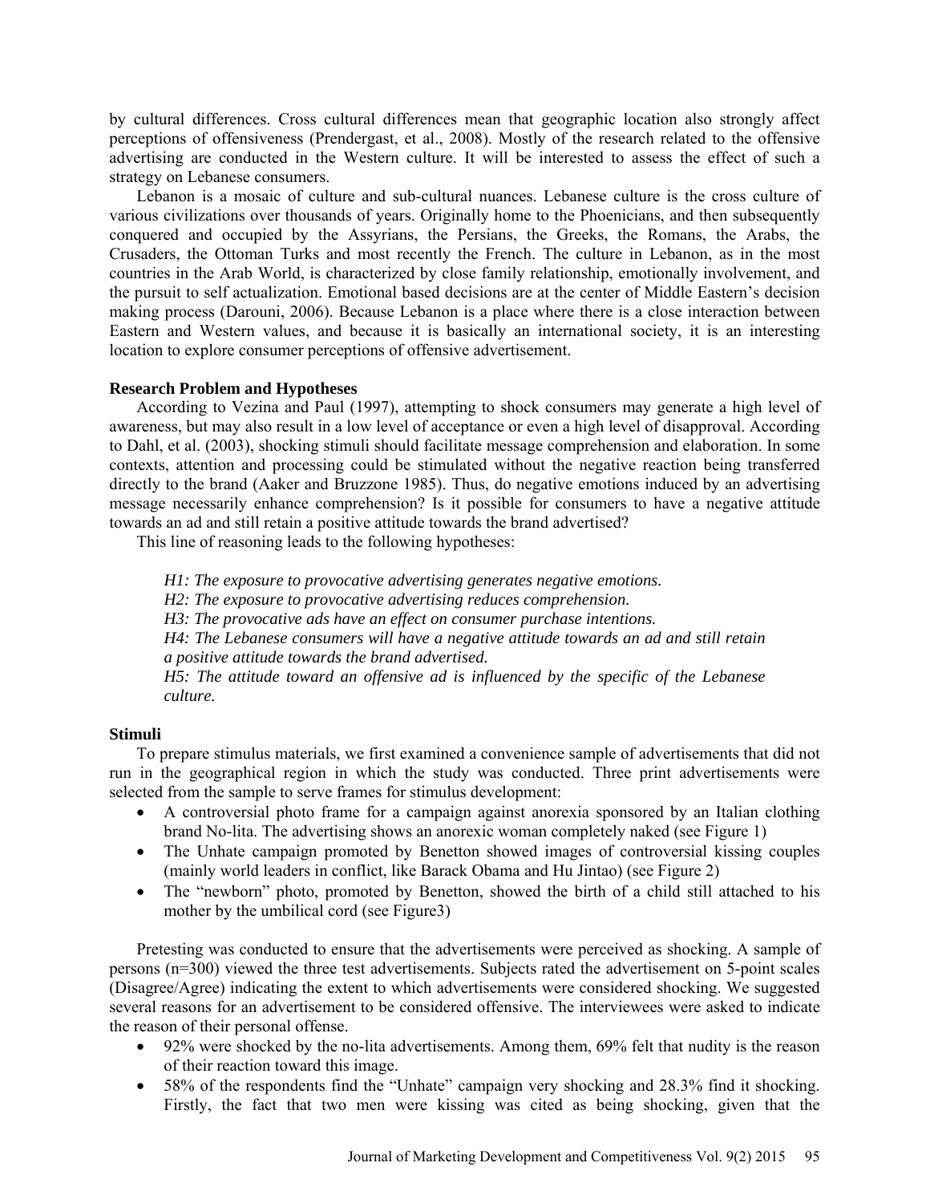by cultural differences. Cross cultural differences mean that geographic location also strongly affect perceptions of offensiveness (Prendergast, et al., 2008). Mostly of the research related to the offensive advertising are conducted in the Western culture. It will be interested to assess the effect of such a strategy on Lebanese consumers.

Lebanon is a mosaic of culture and sub-cultural nuances. Lebanese culture is the cross culture of various civilizations over thousands of years. Originally home to the Phoenicians, and then subsequently conquered and occupied by the Assyrians, the Persians, the Greeks, the Romans, the Arabs, the Crusaders, the Ottoman Turks and most recently the French. The culture in Lebanon, as in the most countries in the Arab World, is characterized by close family relationship, emotionally involvement, and the pursuit to self actualization. Emotional based decisions are at the center of Middle Eastern's decision making process (Darouni, 2006). Because Lebanon is a place where there is a close interaction between Eastern and Western values, and because it is basically an international society, it is an interesting location to explore consumer perceptions of offensive advertisement.

### Research Problem and Hypotheses

According to Vezina and Paul (1997), attempting to shock consumers may generate a high level of awareness, but may also result in a low level of acceptance or even a high level of disapproval. According to Dahl, et al. (2003), shocking stimuli should facilitate message comprehension and elaboration. In some contexts, attention and processing could be stimulated without the negative reaction being transferred directly to the brand (Aaker and Bruzzone 1985). Thus, do negative emotions induced by an advertising message necessarily enhance comprehension? Is it possible for consumers to have a negative attitude towards an ad and still retain a positive attitude towards the brand advertised?

This line of reasoning leads to the following hypotheses:

*H1: The exposure to provocative advertising generates negative emotions.*
*H2: The exposure to provocative advertising reduces comprehension.*
*H3: The provocative ads have an effect on consumer purchase intentions.*
*H4: The Lebanese consumers will have a negative attitude towards an ad and still retain a positive attitude towards the brand advertised.*
*H5: The attitude toward an offensive ad is influenced by the specific of the Lebanese culture.*

### Stimuli

To prepare stimulus materials, we first examined a convenience sample of advertisements that did not run in the geographical region in which the study was conducted. Three print advertisements were selected from the sample to serve frames for stimulus development:

- A controversial photo frame for a campaign against anorexia sponsored by an Italian clothing brand No-lita. The advertising shows an anorexic woman completely naked (see Figure 1)
- The Unhate campaign promoted by Benetton showed images of controversial kissing couples (mainly world leaders in conflict, like Barack Obama and Hu Jintao) (see Figure 2)
- The "newborn" photo, promoted by Benetton, showed the birth of a child still attached to his mother by the umbilical cord (see Figure3)

Pretesting was conducted to ensure that the advertisements were perceived as shocking. A sample of persons (n=300) viewed the three test advertisements. Subjects rated the advertisement on 5-point scales (Disagree/Agree) indicating the extent to which advertisements were considered shocking. We suggested several reasons for an advertisement to be considered offensive. The interviewees were asked to indicate the reason of their personal offense.

- 92% were shocked by the no-lita advertisements. Among them, 69% felt that nudity is the reason of their reaction toward this image.
- 58% of the respondents find the "Unhate" campaign very shocking and 28.3% find it shocking. Firstly, the fact that two men were kissing was cited as being shocking, given that the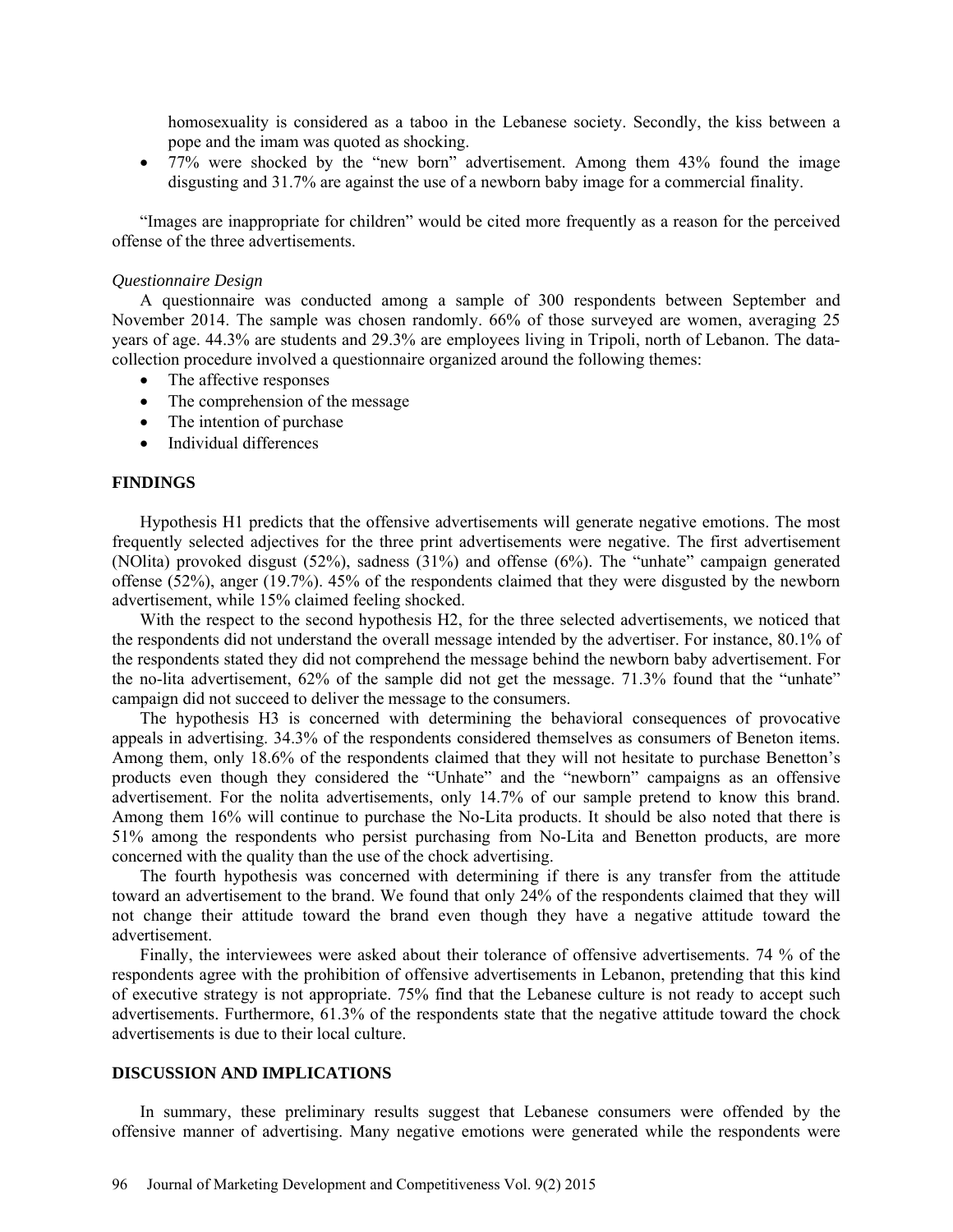homosexuality is considered as a taboo in the Lebanese society. Secondly, the kiss between a pope and the imam was quoted as shocking.

- 77% were shocked by the "new born" advertisement. Among them 43% found the image disgusting and 31.7% are against the use of a newborn baby image for a commercial finality.

"Images are inappropriate for children" would be cited more frequently as a reason for the perceived offense of the three advertisements.

*Questionnaire Design*

A questionnaire was conducted among a sample of 300 respondents between September and November 2014. The sample was chosen randomly. 66% of those surveyed are women, averaging 25 years of age. 44.3% are students and 29.3% are employees living in Tripoli, north of Lebanon. The data-collection procedure involved a questionnaire organized around the following themes:

- The affective responses
- The comprehension of the message
- The intention of purchase
- Individual differences

## FINDINGS

Hypothesis H1 predicts that the offensive advertisements will generate negative emotions. The most frequently selected adjectives for the three print advertisements were negative. The first advertisement (NOlita) provoked disgust (52%), sadness (31%) and offense (6%). The "unhate" campaign generated offense (52%), anger (19.7%). 45% of the respondents claimed that they were disgusted by the newborn advertisement, while 15% claimed feeling shocked.

With the respect to the second hypothesis H2, for the three selected advertisements, we noticed that the respondents did not understand the overall message intended by the advertiser. For instance, 80.1% of the respondents stated they did not comprehend the message behind the newborn baby advertisement. For the no-lita advertisement, 62% of the sample did not get the message. 71.3% found that the "unhate" campaign did not succeed to deliver the message to the consumers.

The hypothesis H3 is concerned with determining the behavioral consequences of provocative appeals in advertising. 34.3% of the respondents considered themselves as consumers of Beneton items. Among them, only 18.6% of the respondents claimed that they will not hesitate to purchase Benetton's products even though they considered the "Unhate" and the "newborn" campaigns as an offensive advertisement. For the nolita advertisements, only 14.7% of our sample pretend to know this brand. Among them 16% will continue to purchase the No-Lita products. It should be also noted that there is 51% among the respondents who persist purchasing from No-Lita and Benetton products, are more concerned with the quality than the use of the chock advertising.

The fourth hypothesis was concerned with determining if there is any transfer from the attitude toward an advertisement to the brand. We found that only 24% of the respondents claimed that they will not change their attitude toward the brand even though they have a negative attitude toward the advertisement.

Finally, the interviewees were asked about their tolerance of offensive advertisements. 74 % of the respondents agree with the prohibition of offensive advertisements in Lebanon, pretending that this kind of executive strategy is not appropriate. 75% find that the Lebanese culture is not ready to accept such advertisements. Furthermore, 61.3% of the respondents state that the negative attitude toward the chock advertisements is due to their local culture.

## DISCUSSION AND IMPLICATIONS

In summary, these preliminary results suggest that Lebanese consumers were offended by the offensive manner of advertising. Many negative emotions were generated while the respondents were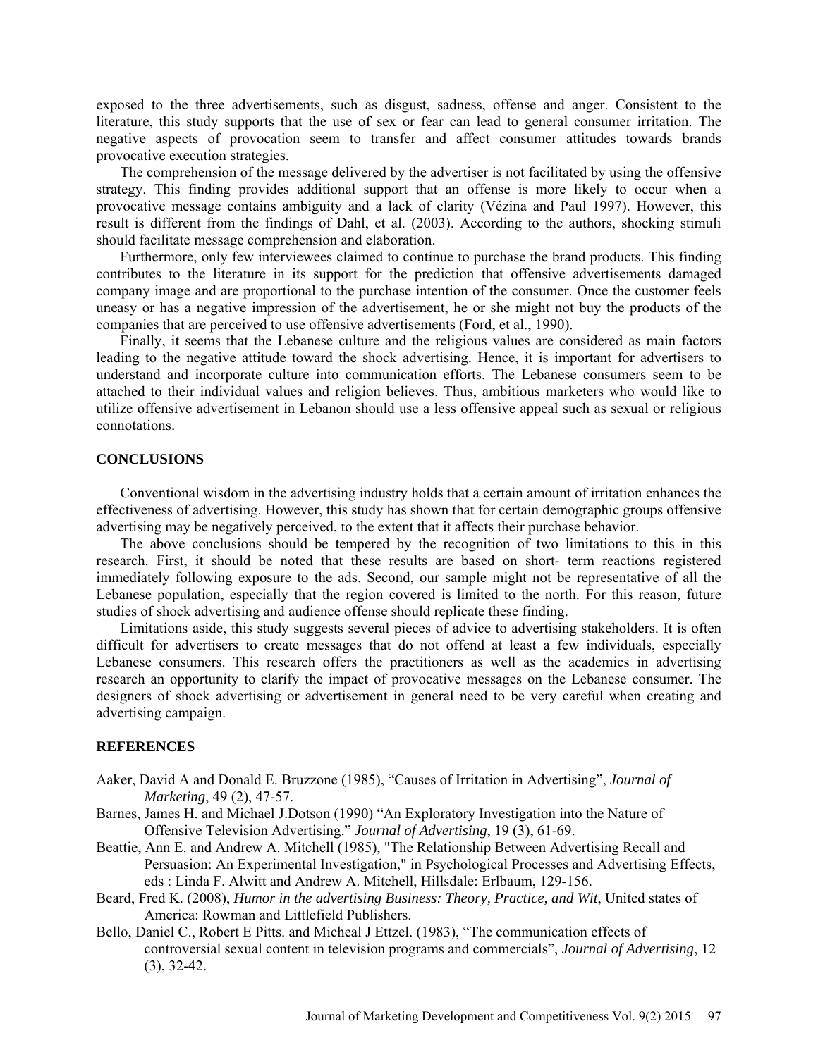exposed to the three advertisements, such as disgust, sadness, offense and anger. Consistent to the literature, this study supports that the use of sex or fear can lead to general consumer irritation. The negative aspects of provocation seem to transfer and affect consumer attitudes towards brands provocative execution strategies.

The comprehension of the message delivered by the advertiser is not facilitated by using the offensive strategy. This finding provides additional support that an offense is more likely to occur when a provocative message contains ambiguity and a lack of clarity (Vézina and Paul 1997). However, this result is different from the findings of Dahl, et al. (2003). According to the authors, shocking stimuli should facilitate message comprehension and elaboration.

Furthermore, only few interviewees claimed to continue to purchase the brand products. This finding contributes to the literature in its support for the prediction that offensive advertisements damaged company image and are proportional to the purchase intention of the consumer. Once the customer feels uneasy or has a negative impression of the advertisement, he or she might not buy the products of the companies that are perceived to use offensive advertisements (Ford, et al., 1990).

Finally, it seems that the Lebanese culture and the religious values are considered as main factors leading to the negative attitude toward the shock advertising. Hence, it is important for advertisers to understand and incorporate culture into communication efforts. The Lebanese consumers seem to be attached to their individual values and religion believes. Thus, ambitious marketers who would like to utilize offensive advertisement in Lebanon should use a less offensive appeal such as sexual or religious connotations.

## CONCLUSIONS

Conventional wisdom in the advertising industry holds that a certain amount of irritation enhances the effectiveness of advertising. However, this study has shown that for certain demographic groups offensive advertising may be negatively perceived, to the extent that it affects their purchase behavior.

The above conclusions should be tempered by the recognition of two limitations to this in this research. First, it should be noted that these results are based on short- term reactions registered immediately following exposure to the ads. Second, our sample might not be representative of all the Lebanese population, especially that the region covered is limited to the north. For this reason, future studies of shock advertising and audience offense should replicate these finding.

Limitations aside, this study suggests several pieces of advice to advertising stakeholders. It is often difficult for advertisers to create messages that do not offend at least a few individuals, especially Lebanese consumers. This research offers the practitioners as well as the academics in advertising research an opportunity to clarify the impact of provocative messages on the Lebanese consumer. The designers of shock advertising or advertisement in general need to be very careful when creating and advertising campaign.

## REFERENCES

Aaker, David A and Donald E. Bruzzone (1985), "Causes of Irritation in Advertising", *Journal of Marketing*, 49 (2), 47-57.

Barnes, James H. and Michael J.Dotson (1990) "An Exploratory Investigation into the Nature of Offensive Television Advertising." *Journal of Advertising*, 19 (3), 61-69.

Beattie, Ann E. and Andrew A. Mitchell (1985), "The Relationship Between Advertising Recall and Persuasion: An Experimental Investigation," in Psychological Processes and Advertising Effects, eds : Linda F. Alwitt and Andrew A. Mitchell, Hillsdale: Erlbaum, 129-156.

Beard, Fred K. (2008), *Humor in the advertising Business: Theory, Practice, and Wit*, United states of America: Rowman and Littlefield Publishers.

Bello, Daniel C., Robert E Pitts. and Micheal J Ettzel. (1983), "The communication effects of controversial sexual content in television programs and commercials", *Journal of Advertising*, 12 (3), 32-42.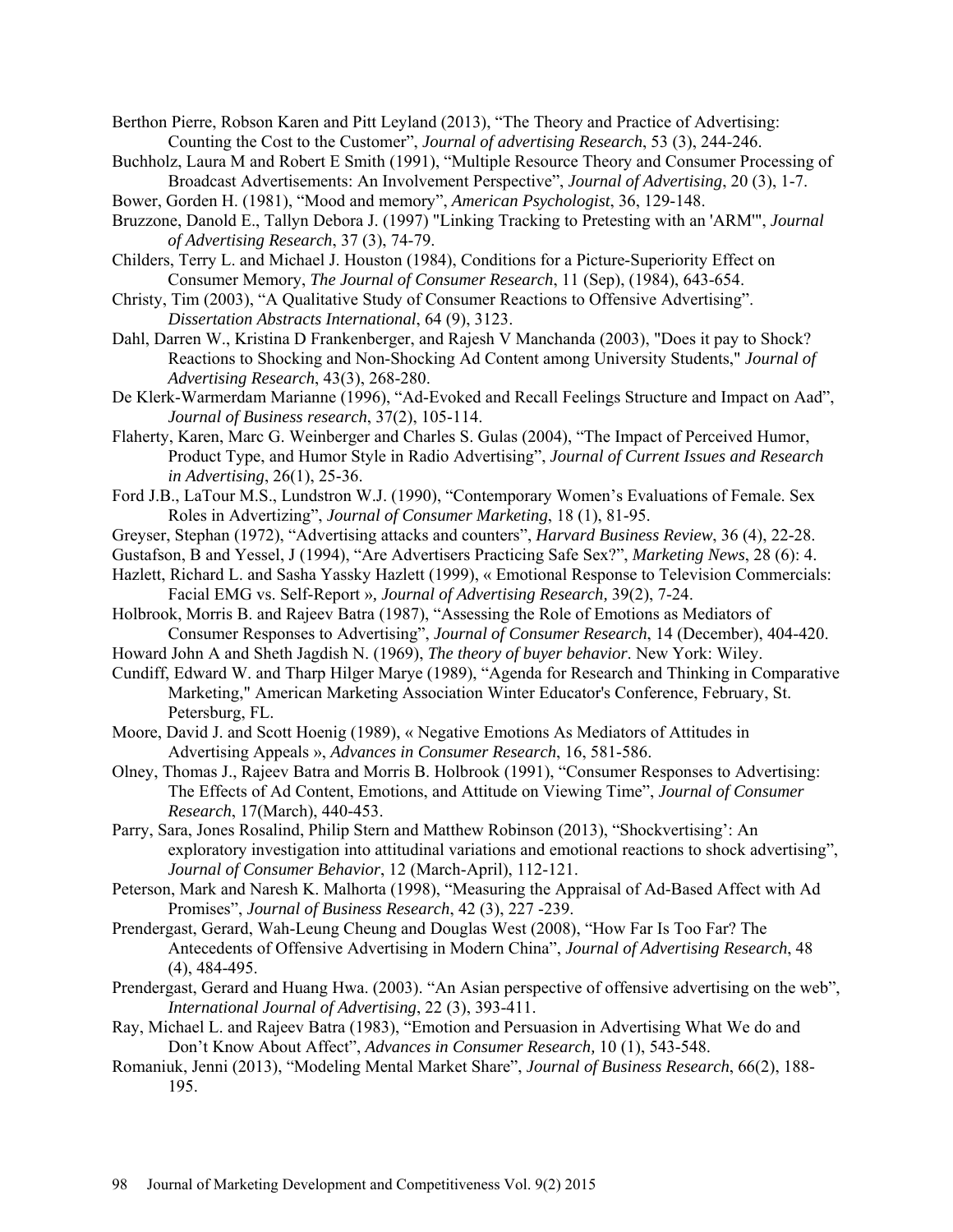Berthon Pierre, Robson Karen and Pitt Leyland (2013), "The Theory and Practice of Advertising: Counting the Cost to the Customer", *Journal of advertising Research*, 53 (3), 244-246.

Buchholz, Laura M and Robert E Smith (1991), "Multiple Resource Theory and Consumer Processing of Broadcast Advertisements: An Involvement Perspective", *Journal of Advertising*, 20 (3), 1-7.

Bower, Gorden H. (1981), "Mood and memory", *American Psychologist*, 36, 129-148.

Bruzzone, Danold E., Tallyn Debora J. (1997) "Linking Tracking to Pretesting with an 'ARM'", *Journal of Advertising Research*, 37 (3), 74-79.

Childers, Terry L. and Michael J. Houston (1984), Conditions for a Picture-Superiority Effect on Consumer Memory, *The Journal of Consumer Research*, 11 (Sep), (1984), 643-654.

Christy, Tim (2003), "A Qualitative Study of Consumer Reactions to Offensive Advertising". *Dissertation Abstracts International*, 64 (9), 3123.

Dahl, Darren W., Kristina D Frankenberger, and Rajesh V Manchanda (2003), "Does it pay to Shock? Reactions to Shocking and Non-Shocking Ad Content among University Students," *Journal of Advertising Research*, 43(3), 268-280.

De Klerk-Warmerdam Marianne (1996), "Ad-Evoked and Recall Feelings Structure and Impact on Aad", *Journal of Business research*, 37(2), 105-114.

Flaherty, Karen, Marc G. Weinberger and Charles S. Gulas (2004), "The Impact of Perceived Humor, Product Type, and Humor Style in Radio Advertising", *Journal of Current Issues and Research in Advertising*, 26(1), 25-36.

Ford J.B., LaTour M.S., Lundstron W.J. (1990), "Contemporary Women's Evaluations of Female. Sex Roles in Advertizing", *Journal of Consumer Marketing*, 18 (1), 81-95.

Greyser, Stephan (1972), "Advertising attacks and counters", *Harvard Business Review*, 36 (4), 22-28.

Gustafson, B and Yessel, J (1994), "Are Advertisers Practicing Safe Sex?", *Marketing News*, 28 (6): 4.

Hazlett, Richard L. and Sasha Yassky Hazlett (1999), « Emotional Response to Television Commercials: Facial EMG vs. Self-Report », *Journal of Advertising Research*, 39(2), 7-24.

Holbrook, Morris B. and Rajeev Batra (1987), "Assessing the Role of Emotions as Mediators of Consumer Responses to Advertising", *Journal of Consumer Research*, 14 (December), 404-420.

Howard John A and Sheth Jagdish N. (1969), *The theory of buyer behavior*. New York: Wiley.

Cundiff, Edward W. and Tharp Hilger Marye (1989), "Agenda for Research and Thinking in Comparative Marketing," American Marketing Association Winter Educator's Conference, February, St. Petersburg, FL.

Moore, David J. and Scott Hoenig (1989), « Negative Emotions As Mediators of Attitudes in Advertising Appeals », *Advances in Consumer Research*, 16, 581-586.

Olney, Thomas J., Rajeev Batra and Morris B. Holbrook (1991), "Consumer Responses to Advertising: The Effects of Ad Content, Emotions, and Attitude on Viewing Time", *Journal of Consumer Research*, 17(March), 440-453.

Parry, Sara, Jones Rosalind, Philip Stern and Matthew Robinson (2013), "Shockvertising': An exploratory investigation into attitudinal variations and emotional reactions to shock advertising", *Journal of Consumer Behavior*, 12 (March-April), 112-121.

Peterson, Mark and Naresh K. Malhorta (1998), "Measuring the Appraisal of Ad-Based Affect with Ad Promises", *Journal of Business Research*, 42 (3), 227 -239.

Prendergast, Gerard, Wah-Leung Cheung and Douglas West (2008), "How Far Is Too Far? The Antecedents of Offensive Advertising in Modern China", *Journal of Advertising Research*, 48 (4), 484-495.

Prendergast, Gerard and Huang Hwa. (2003). "An Asian perspective of offensive advertising on the web", *International Journal of Advertising*, 22 (3), 393-411.

Ray, Michael L. and Rajeev Batra (1983), "Emotion and Persuasion in Advertising What We do and Don't Know About Affect", *Advances in Consumer Research,* 10 (1), 543-548.

Romaniuk, Jenni (2013), "Modeling Mental Market Share", *Journal of Business Research*, 66(2), 188-195.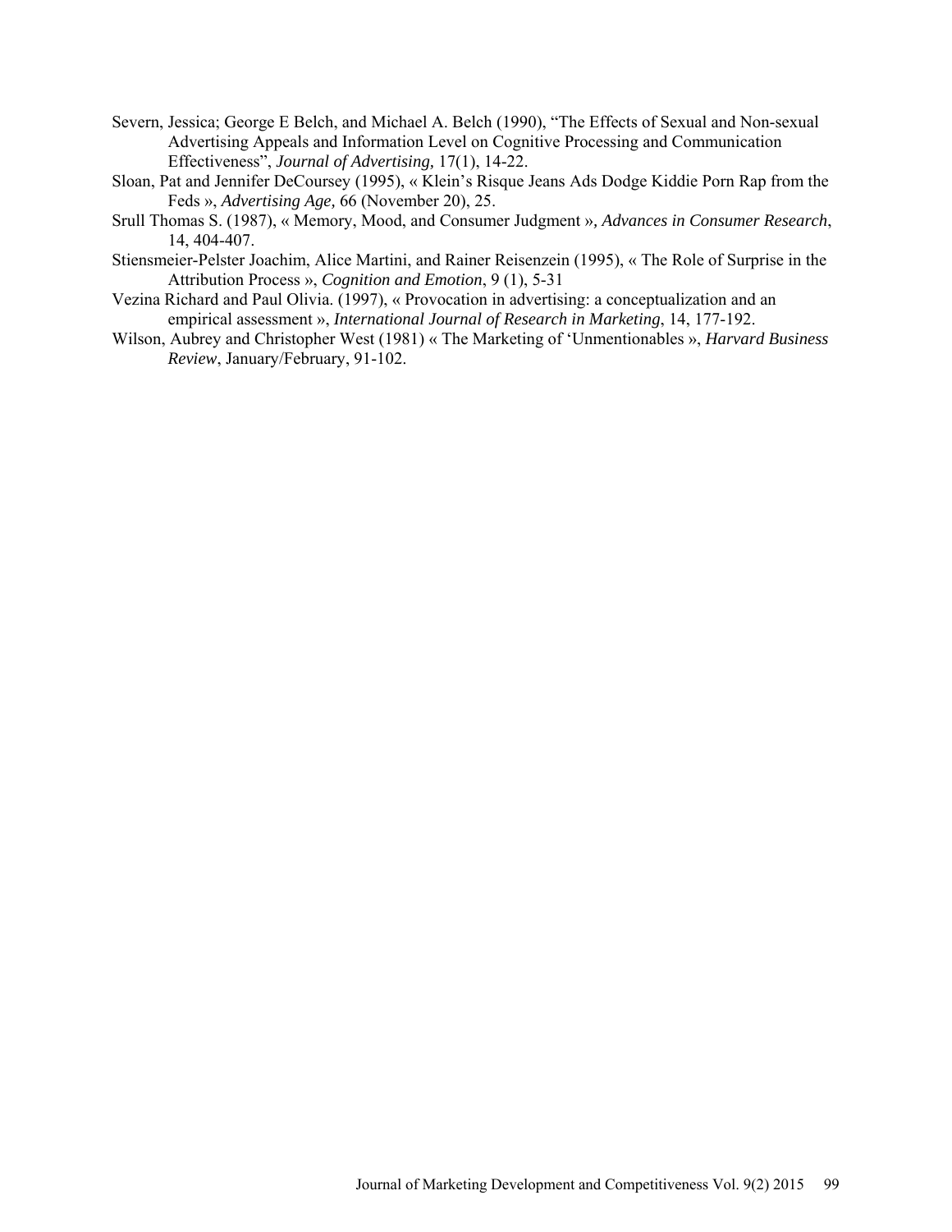Severn, Jessica; George E Belch, and Michael A. Belch (1990), "The Effects of Sexual and Non-sexual Advertising Appeals and Information Level on Cognitive Processing and Communication Effectiveness", *Journal of Advertising,* 17(1), 14-22.

Sloan, Pat and Jennifer DeCoursey (1995), « Klein's Risque Jeans Ads Dodge Kiddie Porn Rap from the Feds », *Advertising Age,* 66 (November 20), 25.

Srull Thomas S. (1987), « Memory, Mood, and Consumer Judgment »*, Advances in Consumer Research*, 14, 404-407.

Stiensmeier-Pelster Joachim, Alice Martini, and Rainer Reisenzein (1995), « The Role of Surprise in the Attribution Process », *Cognition and Emotion*, 9 (1), 5-31

Vezina Richard and Paul Olivia. (1997), « Provocation in advertising: a conceptualization and an empirical assessment », *International Journal of Research in Marketing*, 14, 177-192.

Wilson, Aubrey and Christopher West (1981) « The Marketing of 'Unmentionables », *Harvard Business Review*, January/February, 91-102.